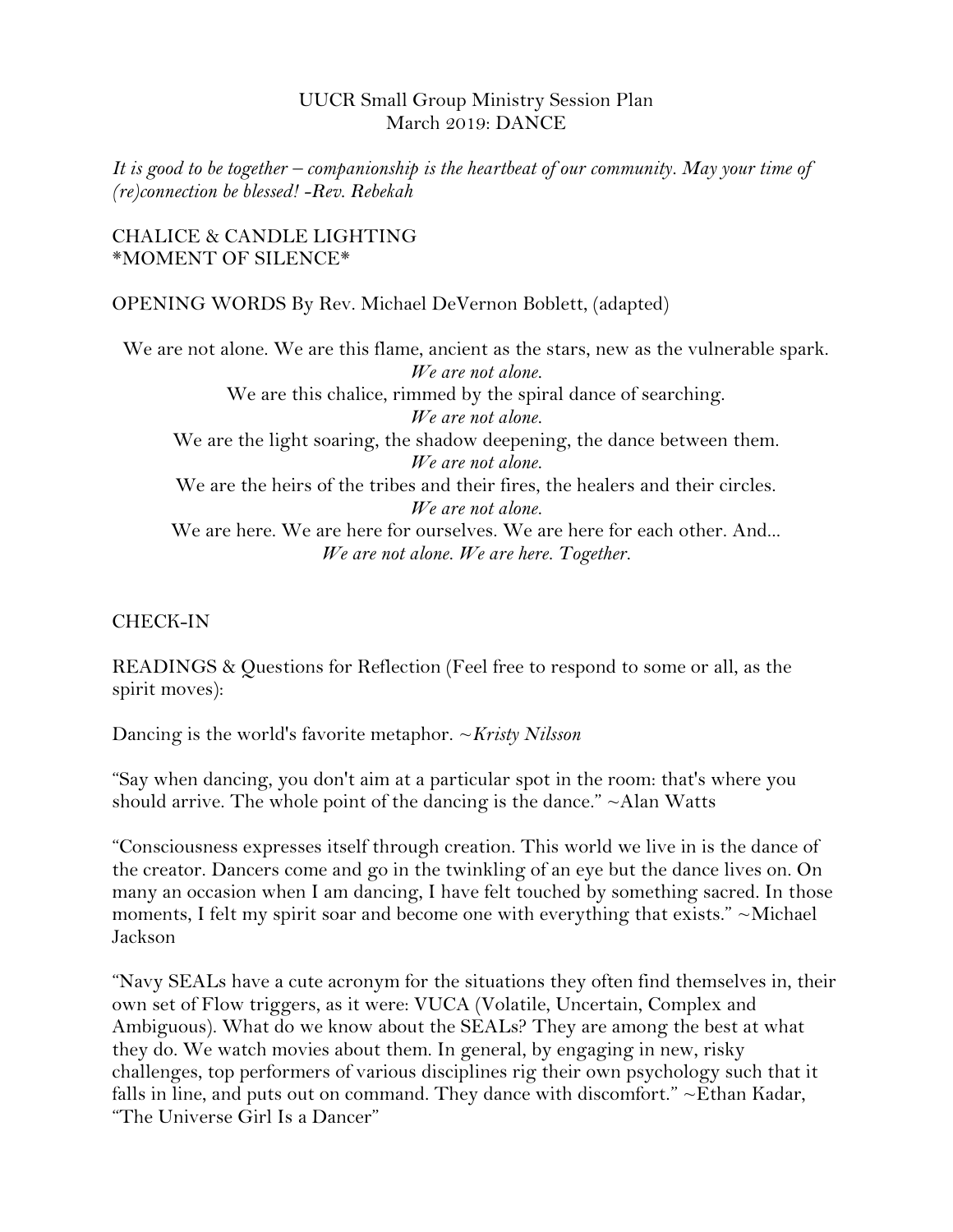UUCR Small Group Ministry Session Plan
March 2019: DANCE

*It is good to be together – companionship is the heartbeat of our community. May your time of (re)connection be blessed! -Rev. Rebekah*

CHALICE & CANDLE LIGHTING
*MOMENT OF SILENCE*

OPENING WORDS By Rev. Michael DeVernon Boblett, (adapted)

We are not alone. We are this flame, ancient as the stars, new as the vulnerable spark.
*We are not alone.*
We are this chalice, rimmed by the spiral dance of searching.
*We are not alone.*
We are the light soaring, the shadow deepening, the dance between them.
*We are not alone.*
We are the heirs of the tribes and their fires, the healers and their circles.
*We are not alone.*
We are here. We are here for ourselves. We are here for each other. And...
*We are not alone. We are here. Together.*

CHECK-IN

READINGS & Questions for Reflection (Feel free to respond to some or all, as the spirit moves):

Dancing is the world's favorite metaphor. ~*Kristy Nilsson*

"Say when dancing, you don't aim at a particular spot in the room: that's where you should arrive. The whole point of the dancing is the dance." ~Alan Watts

"Consciousness expresses itself through creation. This world we live in is the dance of the creator. Dancers come and go in the twinkling of an eye but the dance lives on. On many an occasion when I am dancing, I have felt touched by something sacred. In those moments, I felt my spirit soar and become one with everything that exists." ~Michael Jackson

"Navy SEALs have a cute acronym for the situations they often find themselves in, their own set of Flow triggers, as it were: VUCA (Volatile, Uncertain, Complex and Ambiguous). What do we know about the SEALs? They are among the best at what they do. We watch movies about them. In general, by engaging in new, risky challenges, top performers of various disciplines rig their own psychology such that it falls in line, and puts out on command. They dance with discomfort." ~Ethan Kadar, "The Universe Girl Is a Dancer"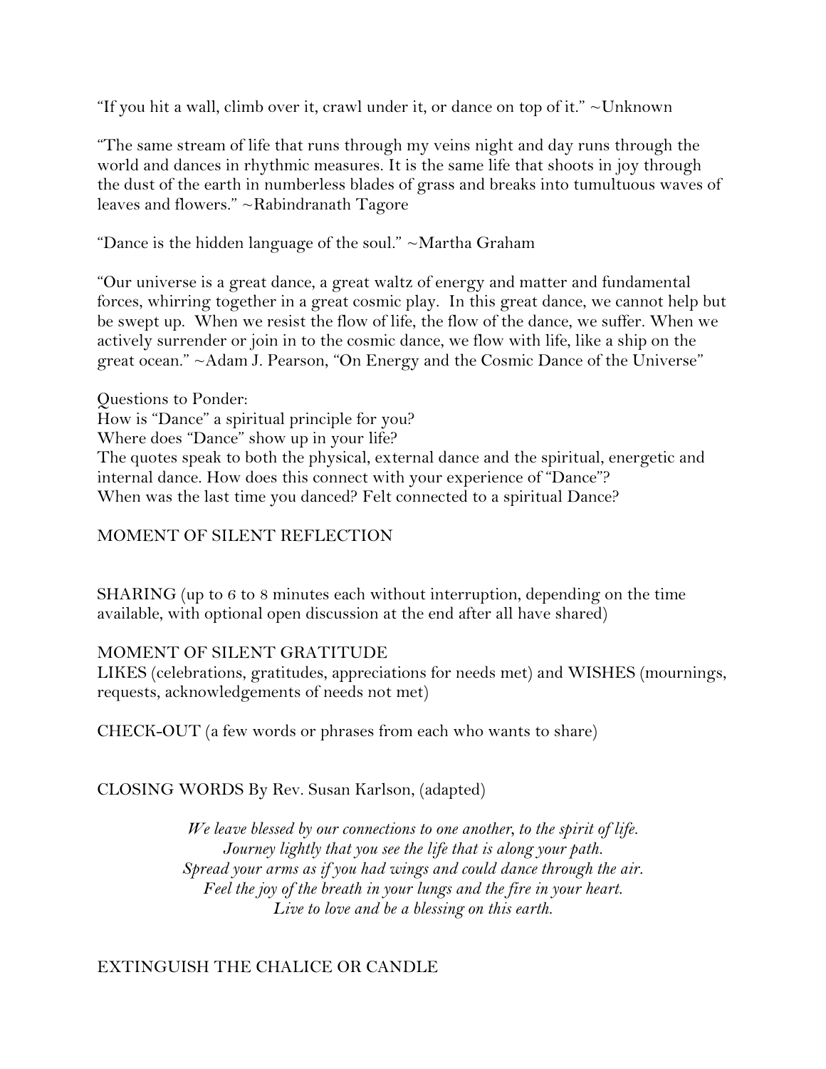"If you hit a wall, climb over it, crawl under it, or dance on top of it." ~Unknown

"The same stream of life that runs through my veins night and day runs through the world and dances in rhythmic measures. It is the same life that shoots in joy through the dust of the earth in numberless blades of grass and breaks into tumultuous waves of leaves and flowers." ~Rabindranath Tagore

"Dance is the hidden language of the soul." ~Martha Graham

"Our universe is a great dance, a great waltz of energy and matter and fundamental forces, whirring together in a great cosmic play. In this great dance, we cannot help but be swept up. When we resist the flow of life, the flow of the dance, we suffer. When we actively surrender or join in to the cosmic dance, we flow with life, like a ship on the great ocean." ~Adam J. Pearson, "On Energy and the Cosmic Dance of the Universe"

Questions to Ponder:
How is "Dance" a spiritual principle for you?
Where does "Dance" show up in your life?
The quotes speak to both the physical, external dance and the spiritual, energetic and internal dance. How does this connect with your experience of "Dance"?
When was the last time you danced? Felt connected to a spiritual Dance?

MOMENT OF SILENT REFLECTION

SHARING (up to 6 to 8 minutes each without interruption, depending on the time available, with optional open discussion at the end after all have shared)

MOMENT OF SILENT GRATITUDE
LIKES (celebrations, gratitudes, appreciations for needs met) and WISHES (mournings, requests, acknowledgements of needs not met)

CHECK-OUT (a few words or phrases from each who wants to share)

CLOSING WORDS By Rev. Susan Karlson, (adapted)

*We leave blessed by our connections to one another, to the spirit of life.*
*Journey lightly that you see the life that is along your path.*
*Spread your arms as if you had wings and could dance through the air.*
*Feel the joy of the breath in your lungs and the fire in your heart.*
*Live to love and be a blessing on this earth.*

EXTINGUISH THE CHALICE OR CANDLE